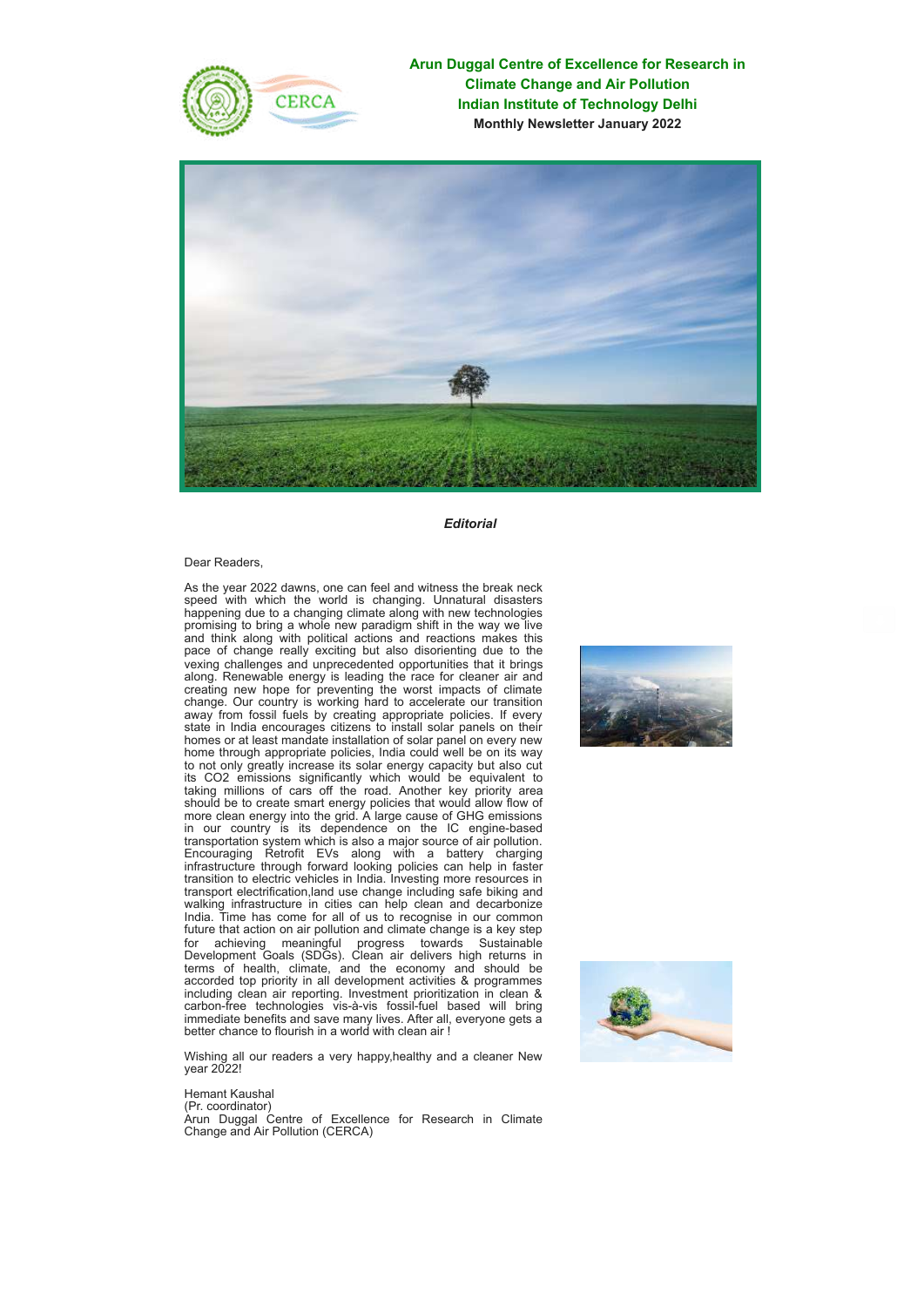**Arun Duggal Centre of Excellence for Research in Climate Change and Air Pollution**
**Indian Institute of Technology Delhi**
**Monthly Newsletter January 2022**

## *Editorial*

Dear Readers,

As the year 2022 dawns, one can feel and witness the break neck speed with which the world is changing. Unnatural disasters happening due to a changing climate along with new technologies promising to bring a whole new paradigm shift in the way we live and think along with political actions and reactions makes this pace of change really exciting but also disorienting due to the vexing challenges and unprecedented opportunities that it brings along. Renewable energy is leading the race for cleaner air and creating new hope for preventing the worst impacts of climate change. Our country is working hard to accelerate our transition away from fossil fuels by creating appropriate policies. If every state in India encourages citizens to install solar panels on their homes or at least mandate installation of solar panel on every new home through appropriate policies, India could well be on its way to not only greatly increase its solar energy capacity but also cut its CO2 emissions significantly which would be equivalent to taking millions of cars off the road. Another key priority area should be to create smart energy policies that would allow flow of more clean energy into the grid. A large cause of GHG emissions in our country is its dependence on the IC engine-based transportation system which is also a major source of air pollution. Encouraging Retrofit EVs along with a battery charging infrastructure through forward looking policies can help in faster transition to electric vehicles in India. Investing more resources in transport electrification,land use change including safe biking and walking infrastructure in cities can help clean and decarbonize India. Time has come for all of us to recognise in our common future that action on air pollution and climate change is a key step for achieving meaningful progress towards Sustainable Development Goals (SDGs). Clean air delivers high returns in terms of health, climate, and the economy and should be accorded top priority in all development activities & programmes including clean air reporting. Investment prioritization in clean & carbon-free technologies vis-à-vis fossil-fuel based will bring immediate benefits and save many lives. After all, everyone gets a better chance to flourish in a world with clean air !

Wishing all our readers a very happy,healthy and a cleaner New year 2022!

Hemant Kaushal
(Pr. coordinator)
Arun Duggal Centre of Excellence for Research in Climate Change and Air Pollution (CERCA)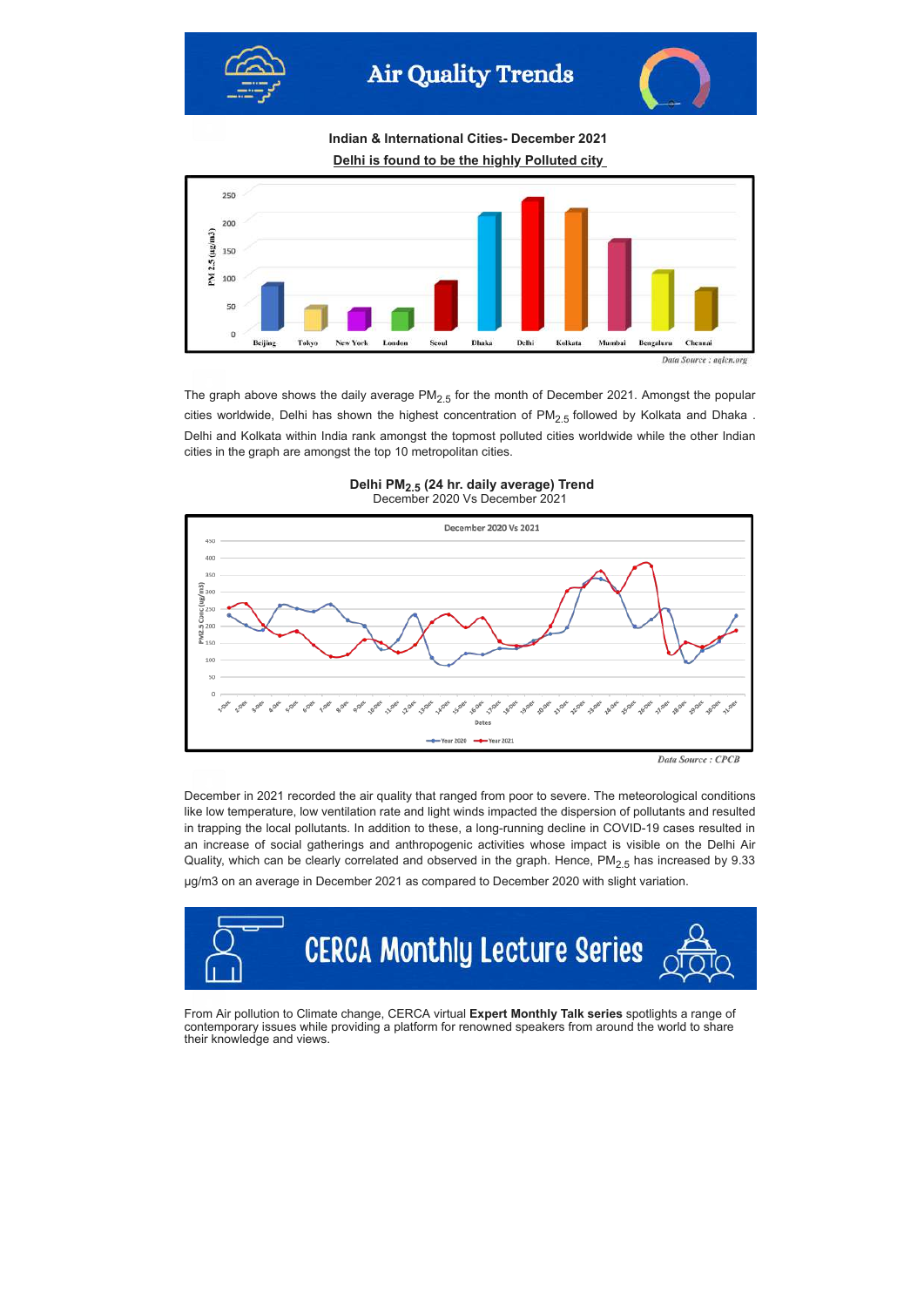# Air Quality Trends

**Indian & International Cities- December 2021**

**Delhi is found to be the highly Polluted city**

*Data Source : aqicn.org*

The graph above shows the daily average $PM_{2.5}$ for the month of December 2021. Amongst the popular cities worldwide, Delhi has shown the highest concentration of $PM_{2.5}$ followed by Kolkata and Dhaka . Delhi and Kolkata within India rank amongst the topmost polluted cities worldwide while the other Indian cities in the graph are amongst the top 10 metropolitan cities.

**Delhi $PM_{2.5}$ (24 hr. daily average) Trend**
December 2020 Vs December 2021

*Data Source : CPCB*

December in 2021 recorded the air quality that ranged from poor to severe. The meteorological conditions like low temperature, low ventilation rate and light winds impacted the dispersion of pollutants and resulted in trapping the local pollutants. In addition to these, a long-running decline in COVID-19 cases resulted in an increase of social gatherings and anthropogenic activities whose impact is visible on the Delhi Air Quality, which can be clearly correlated and observed in the graph. Hence, $PM_{2.5}$ has increased by 9.33 µg/m3 on an average in December 2021 as compared to December 2020 with slight variation.

# CERCA Monthly Lecture Series

From Air pollution to Climate change, CERCA virtual **Expert Monthly Talk series** spotlights a range of contemporary issues while providing a platform for renowned speakers from around the world to share their knowledge and views.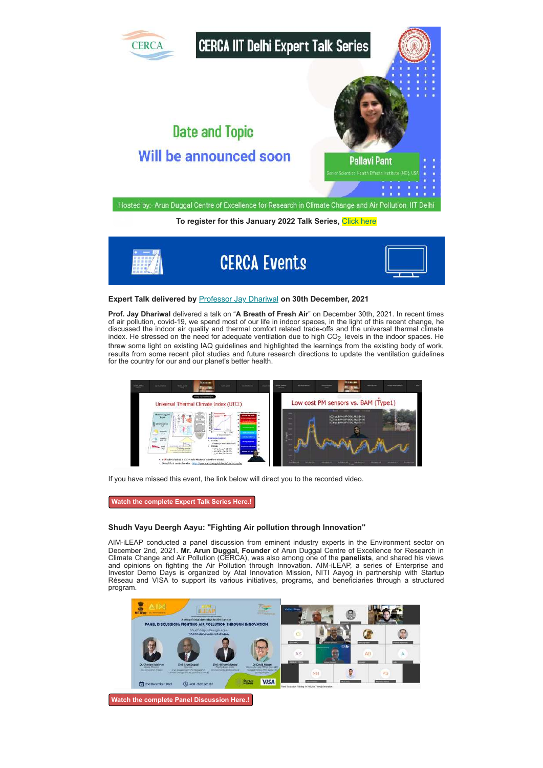# CERCA IIT Delhi Expert Talk Series

Date and Topic

Will be announced soon

**Pallavi Pant**

Senior Scientist, Health Effects Institute (HEI), USA

Hosted by:- Arun Duggal Centre of Excellence for Research in Climate Change and Air Pollution, IIT Delhi

**To register for this January 2022 Talk Series, Click here**

## CERCA Events

**Expert Talk delivered by Professor Jay Dhariwal on 30th December, 2021**

**Prof. Jay Dhariwal** delivered a talk on "**A Breath of Fresh Air**" on December 30th, 2021. In recent times of air pollution, covid-19, we spend most of our life in indoor spaces, in the light of this recent change, he discussed the indoor air quality and thermal comfort related trade-offs and the universal thermal climate index. He stressed on the need for adequate ventilation due to high $CO_2$ levels in the indoor spaces. He threw some light on existing IAQ guidelines and highlighted the learnings from the existing body of work, results from some recent pilot studies and future research directions to update the ventilation guidelines for the country for our and our planet's better health.

If you have missed this event, the link below will direct you to the recorded video.

**Watch the complete Expert Talk Series Here.!**

**Shudh Vayu Deergh Aayu: "Fighting Air pollution through Innovation"**

AIM-iLEAP conducted a panel discussion from eminent industry experts in the Environment sector on December 2nd, 2021. **Mr. Arun Duggal, Founder** of Arun Duggal Centre of Excellence for Research in Climate Change and Air Pollution (CERCA), was also among one of the **panelists**, and shared his views and opinions on fighting the Air Pollution through Innovation. AIM-iLEAP, a series of Enterprise and Investor Demo Days is organized by Atal Innovation Mission, NITI Aayog in partnership with Startup Réseau and VISA to support its various initiatives, programs, and beneficiaries through a structured program.

**Watch the complete Panel Discussion Here.!**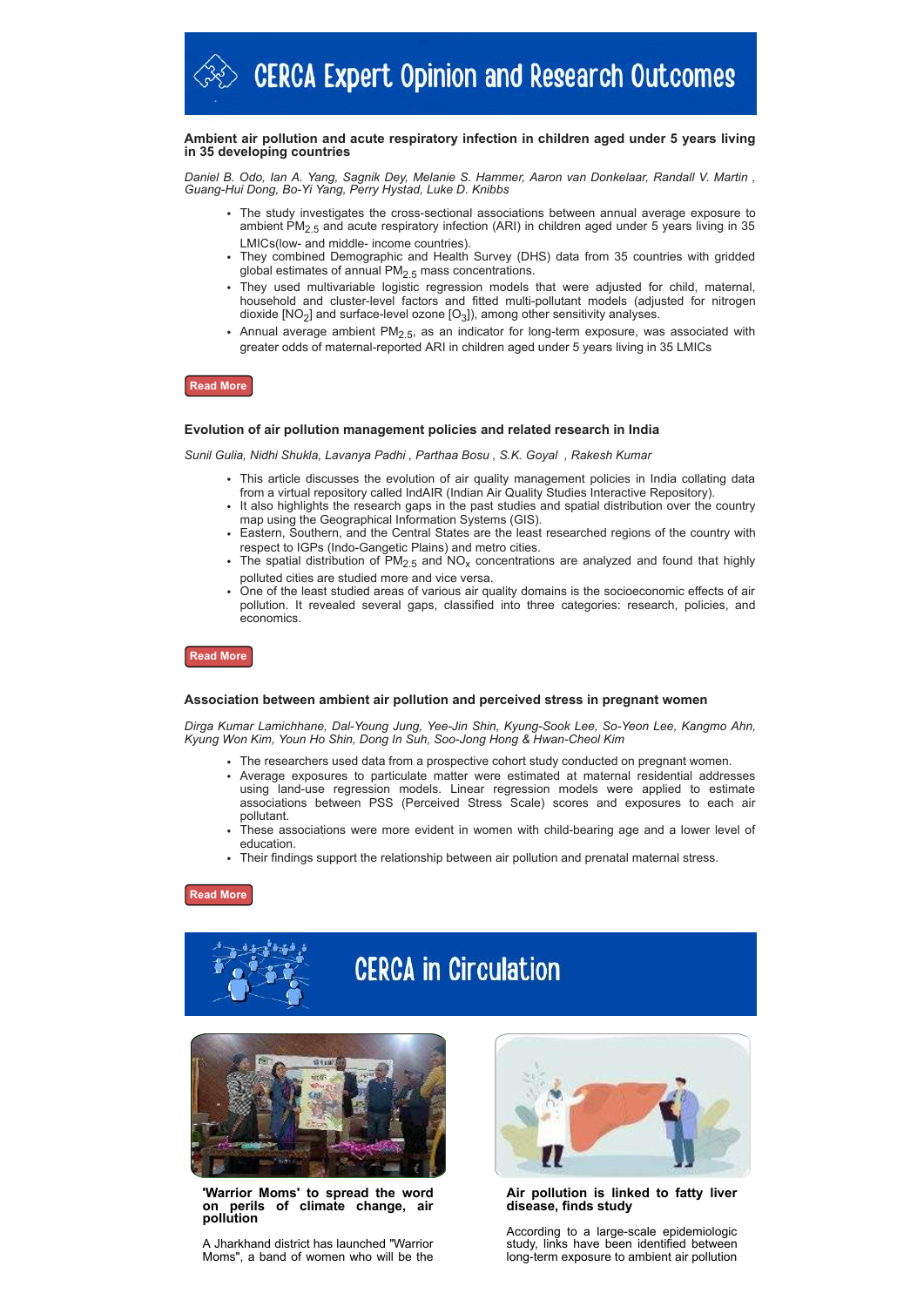# CERCA Expert Opinion and Research Outcomes

### Ambient air pollution and acute respiratory infection in children aged under 5 years living in 35 developing countries

*Daniel B. Odo, Ian A. Yang, Sagnik Dey, Melanie S. Hammer, Aaron van Donkelaar, Randall V. Martin , Guang-Hui Dong, Bo-Yi Yang, Perry Hystad, Luke D. Knibbs*

- The study investigates the cross-sectional associations between annual average exposure to ambient $PM_{2.5}$ and acute respiratory infection (ARI) in children aged under 5 years living in 35 LMICs(low- and middle- income countries).
- They combined Demographic and Health Survey (DHS) data from 35 countries with gridded global estimates of annual $PM_{2.5}$ mass concentrations.
- They used multivariable logistic regression models that were adjusted for child, maternal, household and cluster-level factors and fitted multi-pollutant models (adjusted for nitrogen dioxide [$NO_2$] and surface-level ozone [$O_3$]), among other sensitivity analyses.
- Annual average ambient $PM_{2.5}$, as an indicator for long-term exposure, was associated with greater odds of maternal-reported ARI in children aged under 5 years living in 35 LMICs

**Read More**

### Evolution of air pollution management policies and related research in India

*Sunil Gulia, Nidhi Shukla, Lavanya Padhi , Parthaa Bosu , S.K. Goyal , Rakesh Kumar*

- This article discusses the evolution of air quality management policies in India collating data from a virtual repository called IndAIR (Indian Air Quality Studies Interactive Repository).
- It also highlights the research gaps in the past studies and spatial distribution over the country map using the Geographical Information Systems (GIS).
- Eastern, Southern, and the Central States are the least researched regions of the country with respect to IGPs (Indo-Gangetic Plains) and metro cities.
- The spatial distribution of $PM_{2.5}$ and $NO_x$ concentrations are analyzed and found that highly polluted cities are studied more and vice versa.
- One of the least studied areas of various air quality domains is the socioeconomic effects of air pollution. It revealed several gaps, classified into three categories: research, policies, and economics.

**Read More**

### Association between ambient air pollution and perceived stress in pregnant women

*Dirga Kumar Lamichhane, Dal-Young Jung, Yee-Jin Shin, Kyung-Sook Lee, So-Yeon Lee, Kangmo Ahn, Kyung Won Kim, Youn Ho Shin, Dong In Suh, Soo-Jong Hong & Hwan-Cheol Kim*

- The researchers used data from a prospective cohort study conducted on pregnant women.
- Average exposures to particulate matter were estimated at maternal residential addresses using land-use regression models. Linear regression models were applied to estimate associations between PSS (Perceived Stress Scale) scores and exposures to each air pollutant.
- These associations were more evident in women with child-bearing age and a lower level of education.
- Their findings support the relationship between air pollution and prenatal maternal stress.

**Read More**

# CERCA in Circulation

### 'Warrior Moms' to spread the word on perils of climate change, air pollution

A Jharkhand district has launched "Warrior Moms", a band of women who will be the

### Air pollution is linked to fatty liver disease, finds study

According to a large-scale epidemiologic study, links have been identified between long-term exposure to ambient air pollution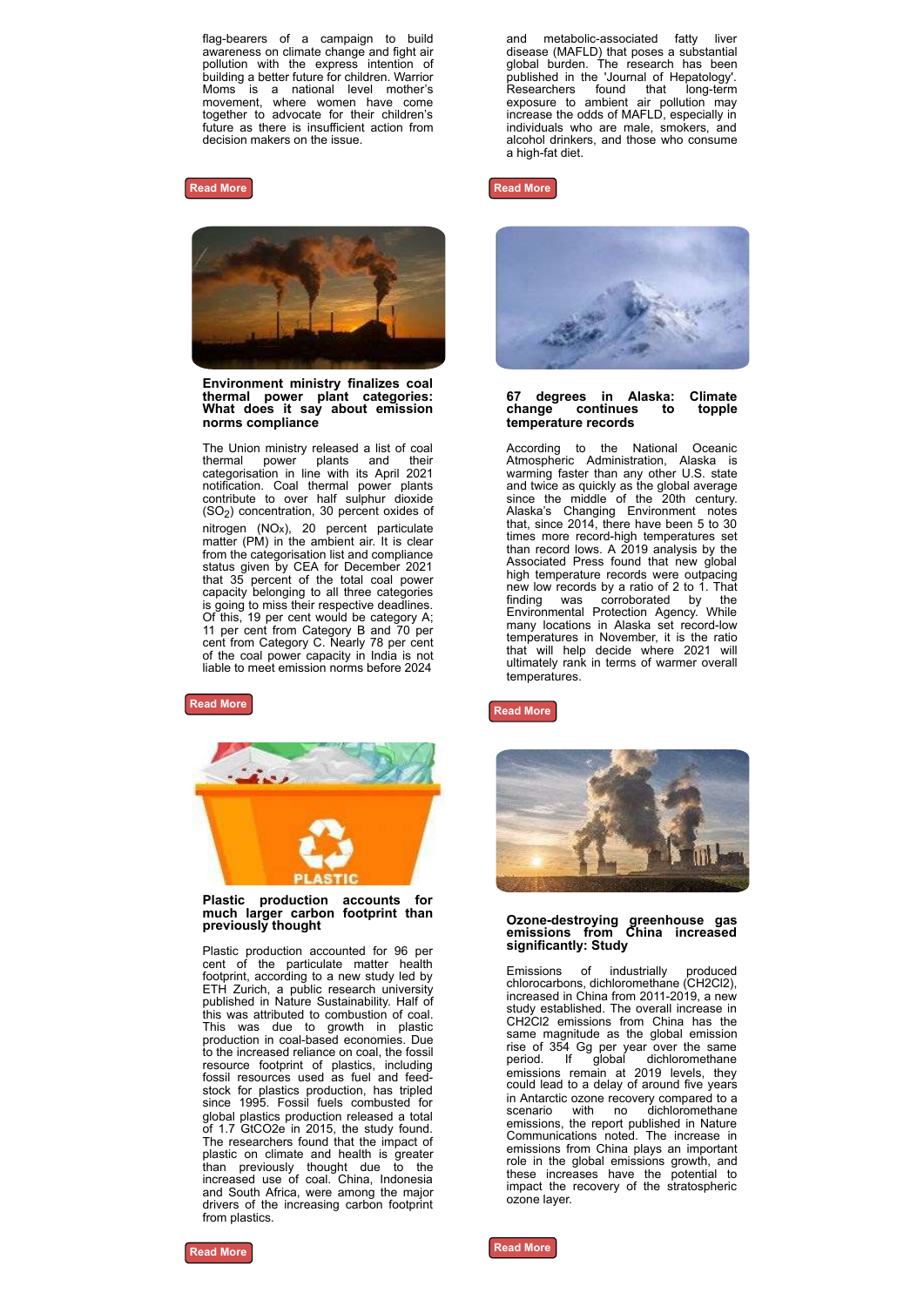flag-bearers of a campaign to build awareness on climate change and fight air pollution with the express intention of building a better future for children. Warrior Moms is a national level mother's movement, where women have come together to advocate for their children's future as there is insufficient action from decision makers on the issue.

Read More

and metabolic-associated fatty liver disease (MAFLD) that poses a substantial global burden. The research has been published in the 'Journal of Hepatology'. Researchers found that long-term exposure to ambient air pollution may increase the odds of MAFLD, especially in individuals who are male, smokers, and alcohol drinkers, and those who consume a high-fat diet.

Read More

### Environment ministry finalizes coal thermal power plant categories: What does it say about emission norms compliance

The Union ministry released a list of coal thermal power plants and their categorisation in line with its April 2021 notification. Coal thermal power plants contribute to over half sulphur dioxide ($SO_2$) concentration, 30 percent oxides of nitrogen ($NO_x$), 20 percent particulate matter (PM) in the ambient air. It is clear from the categorisation list and compliance status given by CEA for December 2021 that 35 percent of the total coal power capacity belonging to all three categories is going to miss their respective deadlines. Of this, 19 per cent would be category A; 11 per cent from Category B and 70 per cent from Category C. Nearly 78 per cent of the coal power capacity in India is not liable to meet emission norms before 2024

Read More

### 67 degrees in Alaska: Climate change continues to topple temperature records

According to the National Oceanic Atmospheric Administration, Alaska is warming faster than any other U.S. state and twice as quickly as the global average since the middle of the 20th century. Alaska's Changing Environment notes that, since 2014, there have been 5 to 30 times more record-high temperatures set than record lows. A 2019 analysis by the Associated Press found that new global high temperature records were outpacing new low records by a ratio of 2 to 1. That finding was corroborated by the Environmental Protection Agency. While many locations in Alaska set record-low temperatures in November, it is the ratio that will help decide where 2021 will ultimately rank in terms of warmer overall temperatures.

Read More

### Plastic production accounts for much larger carbon footprint than previously thought

Plastic production accounted for 96 per cent of the particulate matter health footprint, according to a new study led by ETH Zurich, a public research university published in Nature Sustainability. Half of this was attributed to combustion of coal. This was due to growth in plastic production in coal-based economies. Due to the increased reliance on coal, the fossil resource footprint of plastics, including fossil resources used as fuel and feed-stock for plastics production, has tripled since 1995. Fossil fuels combusted for global plastics production released a total of 1.7 GtCO2e in 2015, the study found. The researchers found that the impact of plastic on climate and health is greater than previously thought due to the increased use of coal. China, Indonesia and South Africa, were among the major drivers of the increasing carbon footprint from plastics.

Read More

### Ozone-destroying greenhouse gas emissions from China increased significantly: Study

Emissions of industrially produced chlorocarbons, dichloromethane ($CH_2Cl_2$), increased in China from 2011-2019, a new study established. The overall increase in $CH_2Cl_2$ emissions from China has the same magnitude as the global emission rise of 354 Gg per year over the same period. If global dichloromethane emissions remain at 2019 levels, they could lead to a delay of around five years in Antarctic ozone recovery compared to a scenario with no dichloromethane emissions, the report published in Nature Communications noted. The increase in emissions from China plays an important role in the global emissions growth, and these increases have the potential to impact the recovery of the stratospheric ozone layer.

Read More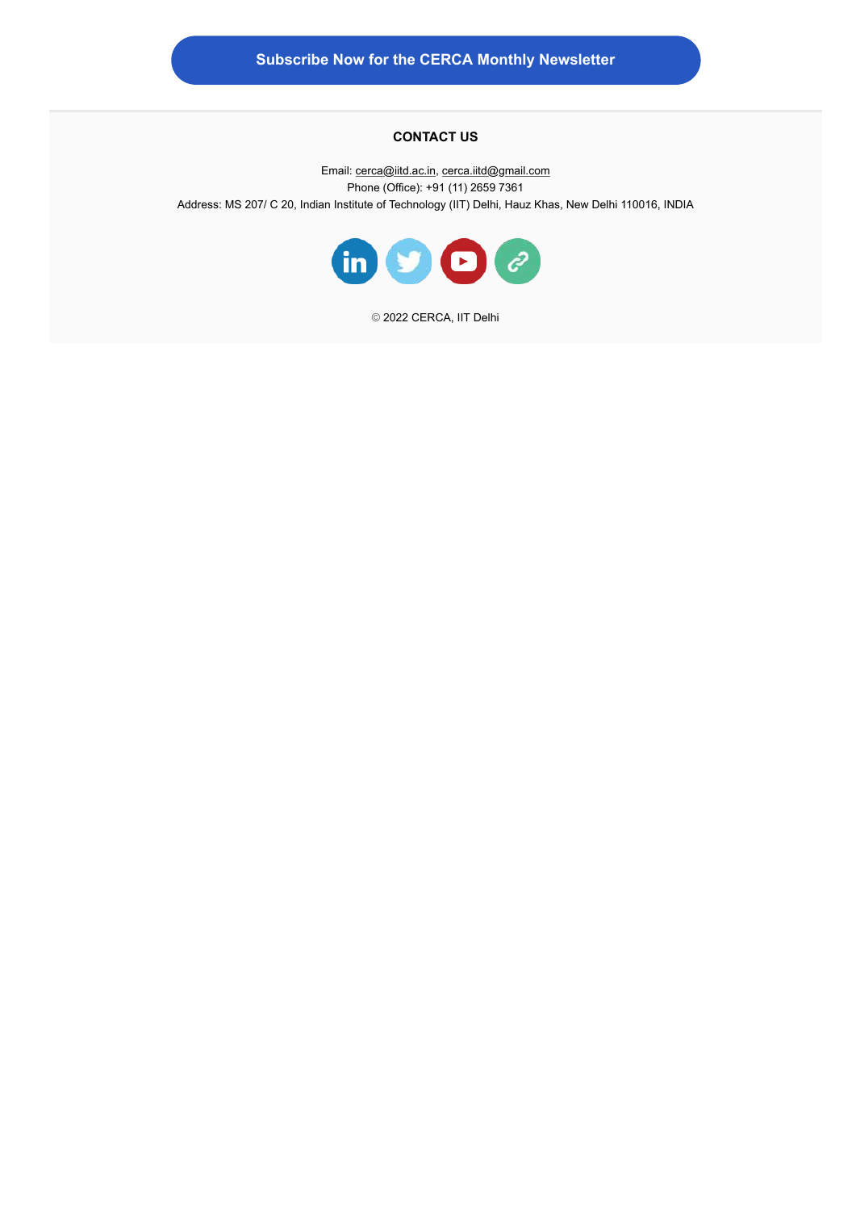**Subscribe Now for the CERCA Monthly Newsletter**

## CONTACT US

Email: cerca@iitd.ac.in, cerca.iitd@gmail.com
Phone (Office): +91 (11) 2659 7361
Address: MS 207/ C 20, Indian Institute of Technology (IIT) Delhi, Hauz Khas, New Delhi 110016, INDIA

© 2022 CERCA, IIT Delhi